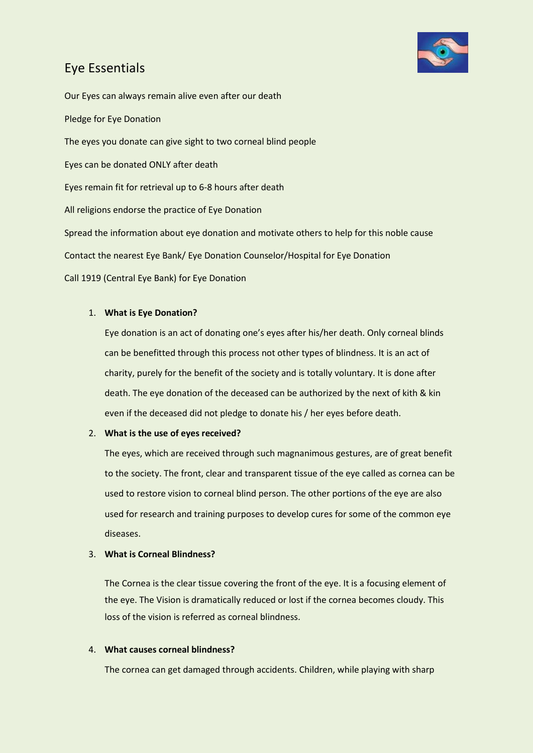# Eye Essentials

Our Eyes can always remain alive even after our death

Pledge for Eye Donation

The eyes you donate can give sight to two corneal blind people

Eyes can be donated ONLY after death

Eyes remain fit for retrieval up to 6-8 hours after death

All religions endorse the practice of Eye Donation

Spread the information about eye donation and motivate others to help for this noble cause

Contact the nearest Eye Bank/ Eye Donation Counselor/Hospital for Eye Donation

Call 1919 (Central Eye Bank) for Eye Donation

1. **What is Eye Donation?**

   Eye donation is an act of donating one's eyes after his/her death. Only corneal blinds can be benefitted through this process not other types of blindness. It is an act of charity, purely for the benefit of the society and is totally voluntary. It is done after death. The eye donation of the deceased can be authorized by the next of kith & kin even if the deceased did not pledge to donate his / her eyes before death.

2. **What is the use of eyes received?**

   The eyes, which are received through such magnanimous gestures, are of great benefit to the society. The front, clear and transparent tissue of the eye called as cornea can be used to restore vision to corneal blind person. The other portions of the eye are also used for research and training purposes to develop cures for some of the common eye diseases.

3. **What is Corneal Blindness?**

   The Cornea is the clear tissue covering the front of the eye. It is a focusing element of the eye. The Vision is dramatically reduced or lost if the cornea becomes cloudy. This loss of the vision is referred as corneal blindness.

4. **What causes corneal blindness?**

   The cornea can get damaged through accidents. Children, while playing with sharp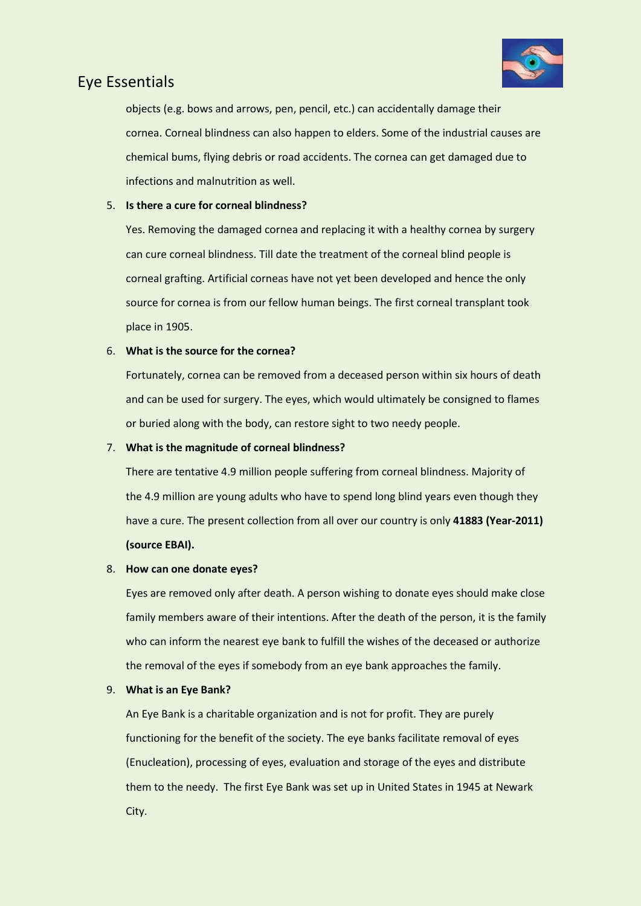objects (e.g. bows and arrows, pen, pencil, etc.) can accidentally damage their cornea. Corneal blindness can also happen to elders. Some of the industrial causes are chemical bums, flying debris or road accidents. The cornea can get damaged due to infections and malnutrition as well.

5. **Is there a cure for corneal blindness?**

   Yes. Removing the damaged cornea and replacing it with a healthy cornea by surgery can cure corneal blindness. Till date the treatment of the corneal blind people is corneal grafting. Artificial corneas have not yet been developed and hence the only source for cornea is from our fellow human beings. The first corneal transplant took place in 1905.

6. **What is the source for the cornea?**

   Fortunately, cornea can be removed from a deceased person within six hours of death and can be used for surgery. The eyes, which would ultimately be consigned to flames or buried along with the body, can restore sight to two needy people.

7. **What is the magnitude of corneal blindness?**

   There are tentative 4.9 million people suffering from corneal blindness. Majority of the 4.9 million are young adults who have to spend long blind years even though they have a cure. The present collection from all over our country is only **41883 (Year-2011) (source EBAI).**

8. **How can one donate eyes?**

   Eyes are removed only after death. A person wishing to donate eyes should make close family members aware of their intentions. After the death of the person, it is the family who can inform the nearest eye bank to fulfill the wishes of the deceased or authorize the removal of the eyes if somebody from an eye bank approaches the family.

9. **What is an Eye Bank?**

   An Eye Bank is a charitable organization and is not for profit. They are purely functioning for the benefit of the society. The eye banks facilitate removal of eyes (Enucleation), processing of eyes, evaluation and storage of the eyes and distribute them to the needy. The first Eye Bank was set up in United States in 1945 at Newark City.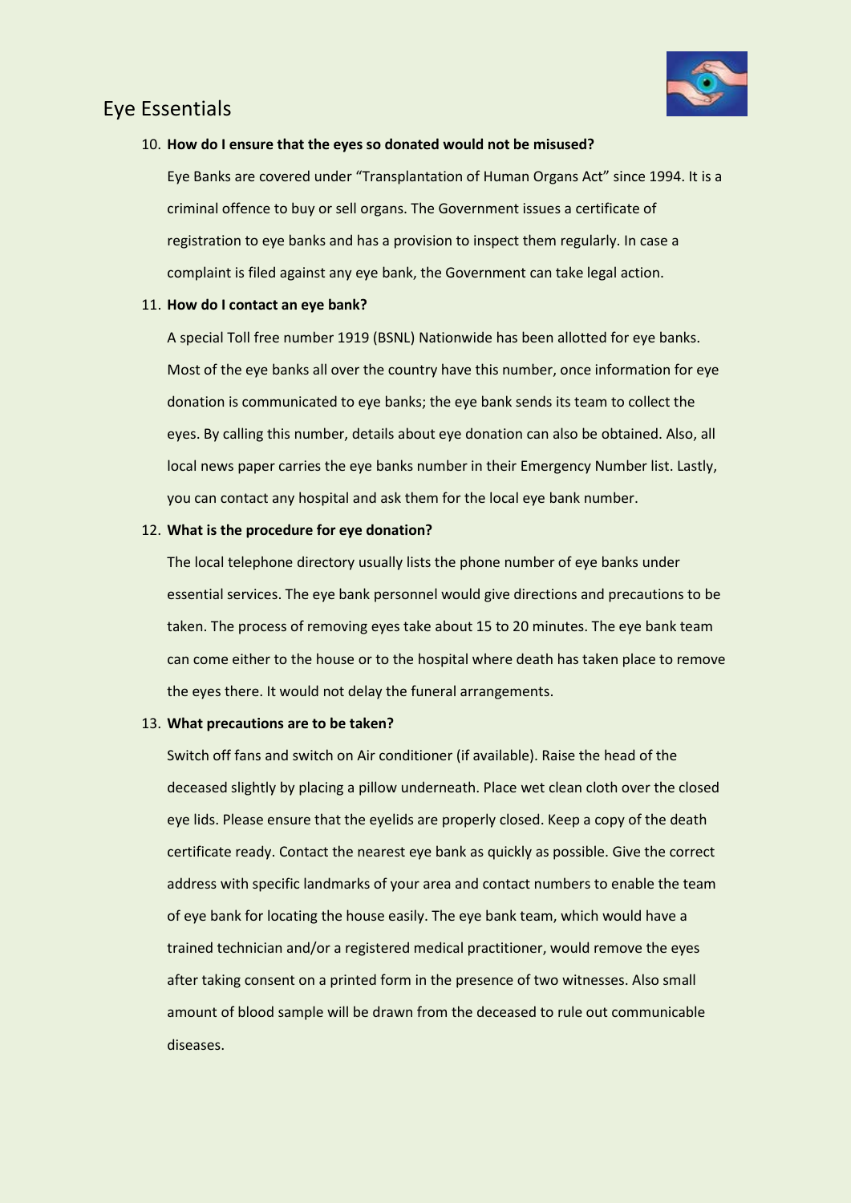# Eye Essentials

10. **How do I ensure that the eyes so donated would not be misused?**

    Eye Banks are covered under "Transplantation of Human Organs Act" since 1994. It is a criminal offence to buy or sell organs. The Government issues a certificate of registration to eye banks and has a provision to inspect them regularly. In case a complaint is filed against any eye bank, the Government can take legal action.

11. **How do I contact an eye bank?**

    A special Toll free number 1919 (BSNL) Nationwide has been allotted for eye banks. Most of the eye banks all over the country have this number, once information for eye donation is communicated to eye banks; the eye bank sends its team to collect the eyes. By calling this number, details about eye donation can also be obtained. Also, all local news paper carries the eye banks number in their Emergency Number list. Lastly, you can contact any hospital and ask them for the local eye bank number.

12. **What is the procedure for eye donation?**

    The local telephone directory usually lists the phone number of eye banks under essential services. The eye bank personnel would give directions and precautions to be taken. The process of removing eyes take about 15 to 20 minutes. The eye bank team can come either to the house or to the hospital where death has taken place to remove the eyes there. It would not delay the funeral arrangements.

13. **What precautions are to be taken?**

    Switch off fans and switch on Air conditioner (if available). Raise the head of the deceased slightly by placing a pillow underneath. Place wet clean cloth over the closed eye lids. Please ensure that the eyelids are properly closed. Keep a copy of the death certificate ready. Contact the nearest eye bank as quickly as possible. Give the correct address with specific landmarks of your area and contact numbers to enable the team of eye bank for locating the house easily. The eye bank team, which would have a trained technician and/or a registered medical practitioner, would remove the eyes after taking consent on a printed form in the presence of two witnesses. Also small amount of blood sample will be drawn from the deceased to rule out communicable diseases.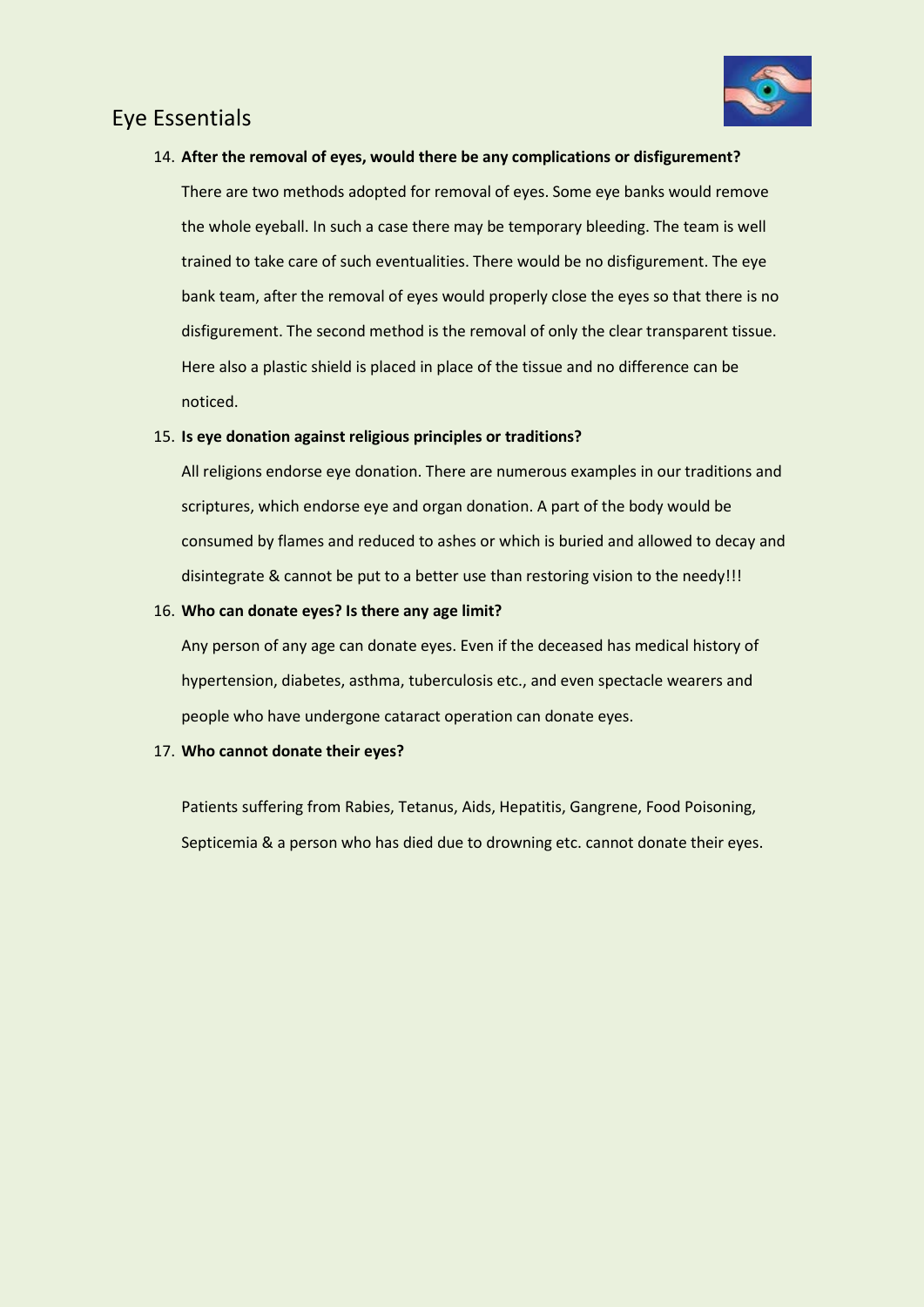14. **After the removal of eyes, would there be any complications or disfigurement?**

    There are two methods adopted for removal of eyes. Some eye banks would remove the whole eyeball. In such a case there may be temporary bleeding. The team is well trained to take care of such eventualities. There would be no disfigurement. The eye bank team, after the removal of eyes would properly close the eyes so that there is no disfigurement. The second method is the removal of only the clear transparent tissue. Here also a plastic shield is placed in place of the tissue and no difference can be noticed.

15. **Is eye donation against religious principles or traditions?**

    All religions endorse eye donation. There are numerous examples in our traditions and scriptures, which endorse eye and organ donation. A part of the body would be consumed by flames and reduced to ashes or which is buried and allowed to decay and disintegrate & cannot be put to a better use than restoring vision to the needy!!!

16. **Who can donate eyes? Is there any age limit?**

    Any person of any age can donate eyes. Even if the deceased has medical history of hypertension, diabetes, asthma, tuberculosis etc., and even spectacle wearers and people who have undergone cataract operation can donate eyes.

17. **Who cannot donate their eyes?**

    Patients suffering from Rabies, Tetanus, Aids, Hepatitis, Gangrene, Food Poisoning, Septicemia & a person who has died due to drowning etc. cannot donate their eyes.